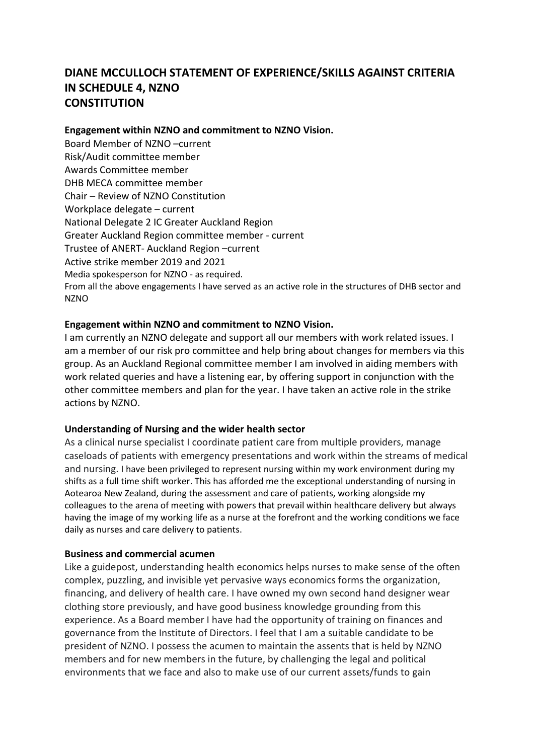# DIANE MCCULLOCH STATEMENT OF EXPERIENCE/SKILLS AGAINST CRITERIA IN SCHEDULE 4, NZNO CONSTITUTION

**Engagement within NZNO and commitment to NZNO Vision.**

Board Member of NZNO –current
Risk/Audit committee member
Awards Committee member
DHB MECA committee member
Chair – Review of NZNO Constitution
Workplace delegate – current
National Delegate 2 IC Greater Auckland Region
Greater Auckland Region committee member - current
Trustee of ANERT- Auckland Region –current
Active strike member 2019 and 2021
Media spokesperson for NZNO - as required.
From all the above engagements I have served as an active role in the structures of DHB sector and NZNO

**Engagement within NZNO and commitment to NZNO Vision.**

I am currently an NZNO delegate and support all our members with work related issues. I am a member of our risk pro committee and help bring about changes for members via this group. As an Auckland Regional committee member I am involved in aiding members with work related queries and have a listening ear, by offering support in conjunction with the other committee members and plan for the year. I have taken an active role in the strike actions by NZNO.

**Understanding of Nursing and the wider health sector**

As a clinical nurse specialist I coordinate patient care from multiple providers, manage caseloads of patients with emergency presentations and work within the streams of medical and nursing. I have been privileged to represent nursing within my work environment during my shifts as a full time shift worker. This has afforded me the exceptional understanding of nursing in Aotearoa New Zealand, during the assessment and care of patients, working alongside my colleagues to the arena of meeting with powers that prevail within healthcare delivery but always having the image of my working life as a nurse at the forefront and the working conditions we face daily as nurses and care delivery to patients.

**Business and commercial acumen**

Like a guidepost, understanding health economics helps nurses to make sense of the often complex, puzzling, and invisible yet pervasive ways economics forms the organization, financing, and delivery of health care. I have owned my own second hand designer wear clothing store previously, and have good business knowledge grounding from this experience. As a Board member I have had the opportunity of training on finances and governance from the Institute of Directors. I feel that I am a suitable candidate to be president of NZNO. I possess the acumen to maintain the assents that is held by NZNO members and for new members in the future, by challenging the legal and political environments that we face and also to make use of our current assets/funds to gain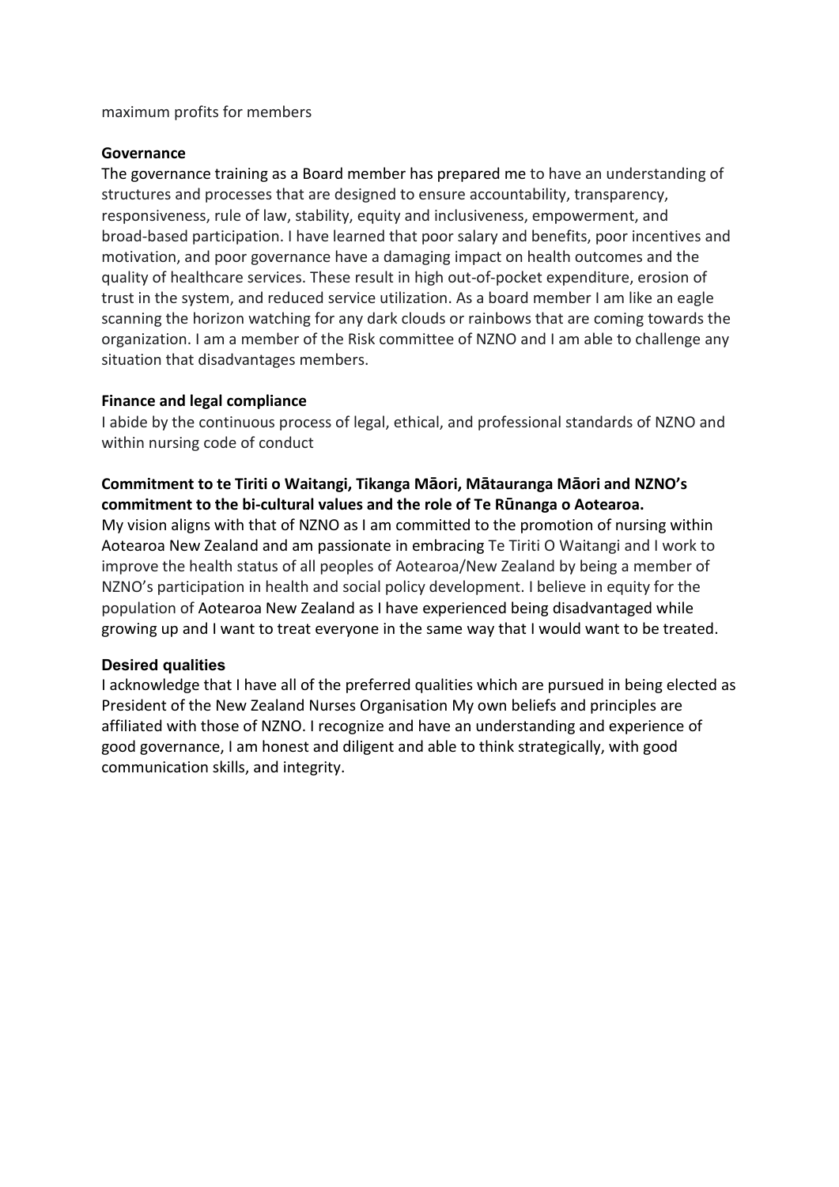maximum profits for members

**Governance**

The governance training as a Board member has prepared me to have an understanding of structures and processes that are designed to ensure accountability, transparency, responsiveness, rule of law, stability, equity and inclusiveness, empowerment, and broad-based participation. I have learned that poor salary and benefits, poor incentives and motivation, and poor governance have a damaging impact on health outcomes and the quality of healthcare services. These result in high out-of-pocket expenditure, erosion of trust in the system, and reduced service utilization. As a board member I am like an eagle scanning the horizon watching for any dark clouds or rainbows that are coming towards the organization. I am a member of the Risk committee of NZNO and I am able to challenge any situation that disadvantages members.

**Finance and legal compliance**

I abide by the continuous process of legal, ethical, and professional standards of NZNO and within nursing code of conduct

**Commitment to te Tiriti o Waitangi, Tikanga Māori, Mātauranga Māori and NZNO's commitment to the bi-cultural values and the role of Te Rūnanga o Aotearoa.**

My vision aligns with that of NZNO as I am committed to the promotion of nursing within Aotearoa New Zealand and am passionate in embracing Te Tiriti O Waitangi and I work to improve the health status of all peoples of Aotearoa/New Zealand by being a member of NZNO's participation in health and social policy development. I believe in equity for the population of Aotearoa New Zealand as I have experienced being disadvantaged while growing up and I want to treat everyone in the same way that I would want to be treated.

**Desired qualities**

I acknowledge that I have all of the preferred qualities which are pursued in being elected as President of the New Zealand Nurses Organisation My own beliefs and principles are affiliated with those of NZNO. I recognize and have an understanding and experience of good governance, I am honest and diligent and able to think strategically, with good communication skills, and integrity.